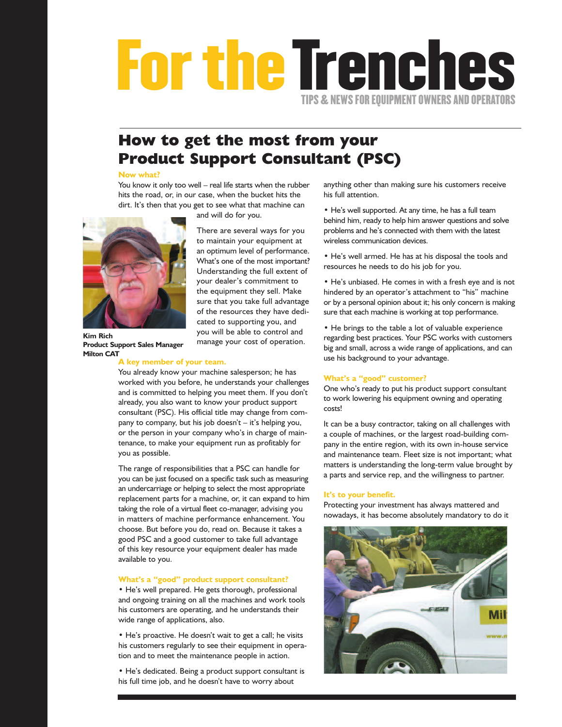# For the Trenches

TIPS & NEWS FOR EQUIPMENT OWNERS AND OPERATORS

## How to get the most from your Product Support Consultant (PSC)

### Now what?

You know it only too well – real life starts when the rubber hits the road, or, in our case, when the bucket hits the dirt. It's then that you get to see what that machine can and will do for you.

There are several ways for you to maintain your equipment at an optimum level of performance. What's one of the most important? Understanding the full extent of your dealer's commitment to the equipment they sell. Make sure that you take full advantage of the resources they have dedicated to supporting you, and you will be able to control and manage your cost of operation.

**Kim Rich**
**Product Support Sales Manager**
**Milton CAT**

### A key member of your team.

You already know your machine salesperson; he has worked with you before, he understands your challenges and is committed to helping you meet them. If you don't already, you also want to know your product support consultant (PSC). His official title may change from company to company, but his job doesn't – it's helping you, or the person in your company who's in charge of maintenance, to make your equipment run as profitably for you as possible.

The range of responsibilities that a PSC can handle for you can be just focused on a specific task such as measuring an undercarriage or helping to select the most appropriate replacement parts for a machine, or, it can expand to him taking the role of a virtual fleet co-manager, advising you in matters of machine performance enhancement. You choose. But before you do, read on. Because it takes a good PSC and a good customer to take full advantage of this key resource your equipment dealer has made available to you.

### What's a "good" product support consultant?

- He's well prepared. He gets thorough, professional and ongoing training on all the machines and work tools his customers are operating, and he understands their wide range of applications, also.
- He's proactive. He doesn't wait to get a call; he visits his customers regularly to see their equipment in operation and to meet the maintenance people in action.
- He's dedicated. Being a product support consultant is his full time job, and he doesn't have to worry about anything other than making sure his customers receive his full attention.
- He's well supported. At any time, he has a full team behind him, ready to help him answer questions and solve problems and he's connected with them with the latest wireless communication devices.
- He's well armed. He has at his disposal the tools and resources he needs to do his job for you.
- He's unbiased. He comes in with a fresh eye and is not hindered by an operator's attachment to "his" machine or by a personal opinion about it; his only concern is making sure that each machine is working at top performance.
- He brings to the table a lot of valuable experience regarding best practices. Your PSC works with customers big and small, across a wide range of applications, and can use his background to your advantage.

### What's a "good" customer?

One who's ready to put his product support consultant to work lowering his equipment owning and operating costs!

It can be a busy contractor, taking on all challenges with a couple of machines, or the largest road-building company in the entire region, with its own in-house service and maintenance team. Fleet size is not important; what matters is understanding the long-term value brought by a parts and service rep, and the willingness to partner.

### It's to your benefit.

Protecting your investment has always mattered and nowadays, it has become absolutely mandatory to do it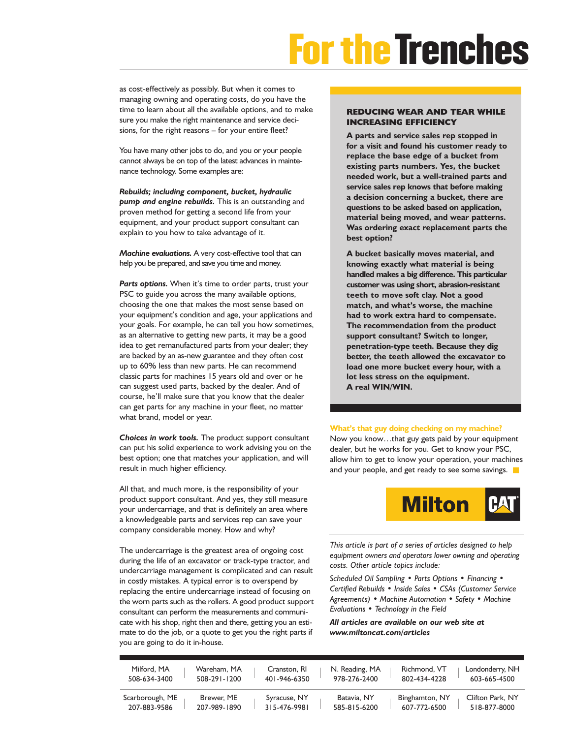# For the Trenches

as cost-effectively as possibly. But when it comes to managing owning and operating costs, do you have the time to learn about all the available options, and to make sure you make the right maintenance and service decisions, for the right reasons – for your entire fleet?

You have many other jobs to do, and you or your people cannot always be on top of the latest advances in maintenance technology. Some examples are:

***Rebuilds; including component, bucket, hydraulic pump and engine rebuilds.*** This is an outstanding and proven method for getting a second life from your equipment, and your product support consultant can explain to you how to take advantage of it.

***Machine evaluations.*** A very cost-effective tool that can help you be prepared, and save you time and money.

***Parts options.*** When it's time to order parts, trust your PSC to guide you across the many available options, choosing the one that makes the most sense based on your equipment's condition and age, your applications and your goals. For example, he can tell you how sometimes, as an alternative to getting new parts, it may be a good idea to get remanufactured parts from your dealer; they are backed by an as-new guarantee and they often cost up to 60% less than new parts. He can recommend classic parts for machines 15 years old and over or he can suggest used parts, backed by the dealer. And of course, he'll make sure that you know that the dealer can get parts for any machine in your fleet, no matter what brand, model or year.

***Choices in work tools.*** The product support consultant can put his solid experience to work advising you on the best option; one that matches your application, and will result in much higher efficiency.

All that, and much more, is the responsibility of your product support consultant. And yes, they still measure your undercarriage, and that is definitely an area where a knowledgeable parts and services rep can save your company considerable money. How and why?

The undercarriage is the greatest area of ongoing cost during the life of an excavator or track-type tractor, and undercarriage management is complicated and can result in costly mistakes. A typical error is to overspend by replacing the entire undercarriage instead of focusing on the worn parts such as the rollers. A good product support consultant can perform the measurements and communicate with his shop, right then and there, getting you an estimate to do the job, or a quote to get you the right parts if you are going to do it in-house.

**REDUCING WEAR AND TEAR WHILE INCREASING EFFICIENCY**

**A parts and service sales rep stopped in for a visit and found his customer ready to replace the base edge of a bucket from existing parts numbers. Yes, the bucket needed work, but a well-trained parts and service sales rep knows that before making a decision concerning a bucket, there are questions to be asked based on application, material being moved, and wear patterns. Was ordering exact replacement parts the best option?**

**A bucket basically moves material, and knowing exactly what material is being handled makes a big difference. This particular customer was using short, abrasion-resistant teeth to move soft clay. Not a good match, and what's worse, the machine had to work extra hard to compensate. The recommendation from the product support consultant? Switch to longer, penetration-type teeth. Because they dig better, the teeth allowed the excavator to load one more bucket every hour, with a lot less stress on the equipment. A real WIN/WIN.**

**What's that guy doing checking on my machine?**
Now you know…that guy gets paid by your equipment dealer, but he works for you. Get to know your PSC, allow him to get to know your operation, your machines and your people, and get ready to see some savings.

Milton CAT

*This article is part of a series of articles designed to help equipment owners and operators lower owning and operating costs. Other article topics include:*

*Scheduled Oil Sampling • Parts Options • Financing • Certified Rebuilds • Inside Sales • CSAs (Customer Service Agreements) • Machine Automation • Safety • Machine Evaluations • Technology in the Field*

***All articles are available on our web site at www.miltoncat.com/articles***

| | | | | | |
|---|---|---|---|---|---|
| Milford, MA<br>508-634-3400 | Wareham, MA<br>508-291-1200 | Cranston, RI<br>401-946-6350 | N. Reading, MA<br>978-276-2400 | Richmond, VT<br>802-434-4228 | Londonderry, NH<br>603-665-4500 |
| Scarborough, ME<br>207-883-9586 | Brewer, ME<br>207-989-1890 | Syracuse, NY<br>315-476-9981 | Batavia, NY<br>585-815-6200 | Binghamton, NY<br>607-772-6500 | Clifton Park, NY<br>518-877-8000 |